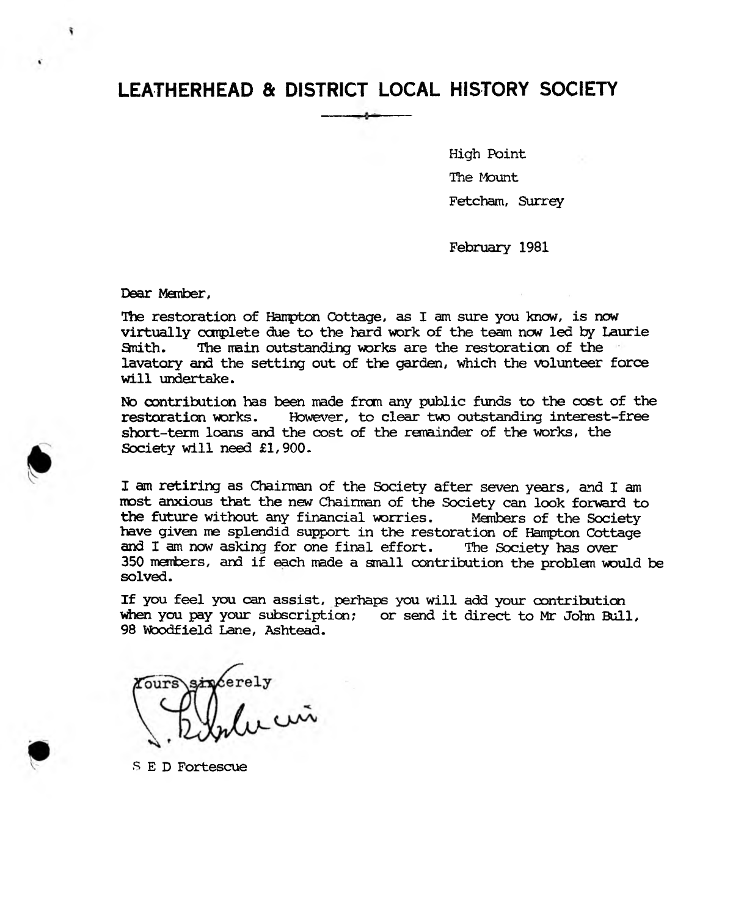# LEATHERHEAD & DISTRICT LOCAL HISTORY SOCIETY

High Point
The Mount
Fetcham, Surrey

February 1981

Dear Member,

The restoration of Hampton Cottage, as I am sure you know, is now virtually complete due to the hard work of the team now led by Laurie Smith. The main outstanding works are the restoration of the lavatory and the setting out of the garden, which the volunteer force will undertake.

No contribution has been made from any public funds to the cost of the restoration works. However, to clear two outstanding interest-free short-term loans and the cost of the remainder of the works, the Society will need £1,900.

I am retiring as Chairman of the Society after seven years, and I am most anxious that the new Chairman of the Society can look forward to the future without any financial worries. Members of the Society have given me splendid support in the restoration of Hampton Cottage and I am now asking for one final effort. The Society has over 350 members, and if each made a small contribution the problem would be solved.

If you feel you can assist, perhaps you will add your contribution when you pay your subscription; or send it direct to Mr John Bull, 98 Woodfield Lane, Ashtead.

Yours sincerely

S E D Fortescue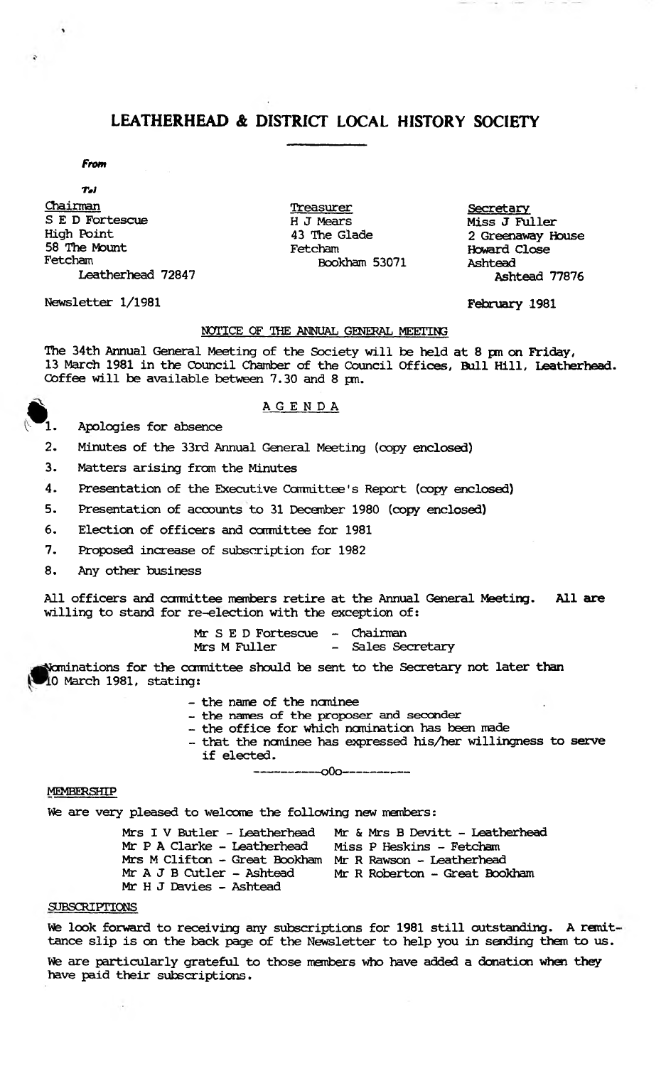# LEATHERHEAD & DISTRICT LOCAL HISTORY SOCIETY

*From*

*Tel*

Chairman
S E D Fortescue
High Point
58 The Mount
Fetcham
Leatherhead 72847

Treasurer
H J Mears
43 The Glade
Fetcham
Bookham 53071

Secretary
Miss J Fuller
2 Greenaway House
Howard Close
Ashtead
Ashtead 77876

Newsletter 1/1981

February 1981

NOTICE OF THE ANNUAL GENERAL MEETING

The 34th Annual General Meeting of the Society will be held at 8 pm on Friday, 13 March 1981 in the Council Chamber of the Council Offices, Bull Hill, Leatherhead. Coffee will be available between 7.30 and 8 pm.

AGENDA

1. Apologies for absence
2. Minutes of the 33rd Annual General Meeting (copy enclosed)
3. Matters arising from the Minutes
4. Presentation of the Executive Committee's Report (copy enclosed)
5. Presentation of accounts to 31 December 1980 (copy enclosed)
6. Election of officers and committee for 1981
7. Proposed increase of subscription for 1982
8. Any other business

All officers and committee members retire at the Annual General Meeting. **All are** willing to stand for re-election with the exception of:

Mr S E D Fortescue - Chairman
Mrs M Fuller - Sales Secretary

Nominations for the committee should be sent to the Secretary not later than 10 March 1981, stating:

- the name of the nominee
- the names of the proposer and seconder
- the office for which nomination has been made
- that the nominee has expressed his/her willingness to serve if elected.

-----------o0o-----------

MEMBERSHIP

We are very pleased to welcome the following new members:

Mrs I V Butler - Leatherhead
Mr P A Clarke - Leatherhead
Mrs M Clifton - Great Bookham
Mr A J B Cutler - Ashtead
Mr H J Davies - Ashtead
Mr & Mrs B Devitt - Leatherhead
Miss P Heskins - Fetcham
Mr R Rawson - Leatherhead
Mr R Roberton - Great Bookham

SUBSCRIPTIONS

We look forward to receiving any subscriptions for 1981 still outstanding. A remittance slip is on the back page of the Newsletter to help you in sending them to us.

We are particularly grateful to those members who have added a donation when they have paid their subscriptions.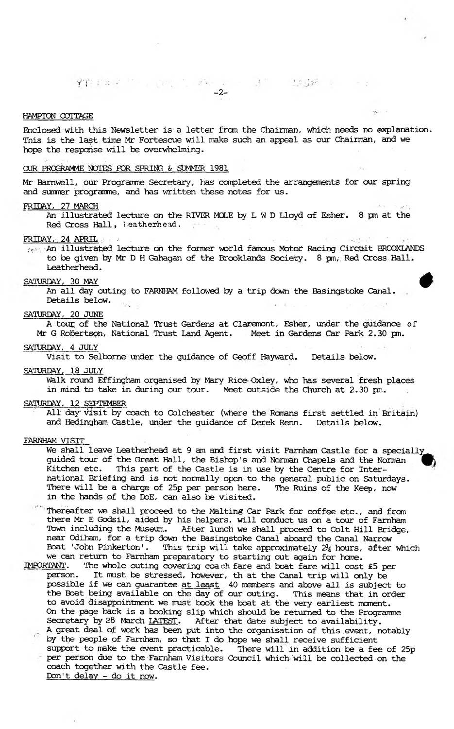## HAMPTON COTTAGE

Enclosed with this Newsletter is a letter from the Chairman, which needs no explanation. This is the last time Mr Fortescue will make such an appeal as our Chairman, and we hope the response will be overwhelming.

## OUR PROGRAMME NOTES FOR SPRING & SUMMER 1981

Mr Barnwell, our Programme Secretary, has completed the arrangements for our spring and summer programme, and has written these notes for us.

**FRIDAY, 27 MARCH**

An illustrated lecture on the RIVER MOLE by L W D Lloyd of Esher. 8 pm at the Red Cross Hall, Leatherhead.

**FRIDAY, 24 APRIL**

An illustrated lecture on the former world famous Motor Racing Circuit BROOKLANDS to be given by Mr D H Gahagan of the Brooklands Society. 8 pm, Red Cross Hall, Leatherhead.

**SATURDAY, 30 MAY**

An all day outing to FARNHAM followed by a trip down the Basingstoke Canal. Details below.

**SATURDAY, 20 JUNE**

A tour of the National Trust Gardens at Claremont, Esher, under the guidance of Mr G Robertson, National Trust Land Agent. Meet in Gardens Car Park 2.30 pm.

**SATURDAY, 4 JULY**

Visit to Selborne under the guidance of Geoff Hayward. Details below.

**SATURDAY, 18 JULY**

Walk round Effingham organised by Mary Rice-Oxley, who has several fresh places in mind to take in during our tour. Meet outside the Church at 2.30 pm.

**SATURDAY, 12 SEPTEMBER**

All day visit by coach to Colchester (where the Romans first settled in Britain) and Hedingham Castle, under the guidance of Derek Renn. Details below.

## FARNHAM VISIT

We shall leave Leatherhead at 9 am and first visit Farnham Castle for a specially guided tour of the Great Hall, the Bishop's and Norman Chapels and the Norman Kitchen etc. This part of the Castle is in use by the Centre for International Briefing and is not normally open to the general public on Saturdays. There will be a charge of 25p per person here. The Ruins of the Keep, now in the hands of the DoE, can also be visited.

Thereafter we shall proceed to the Malting Car Park for coffee etc., and from there Mr E Godsil, aided by his helpers, will conduct us on a tour of Farnham Town including the Museum. After lunch we shall proceed to Colt Hill Bridge, near Odiham, for a trip down the Basingstoke Canal aboard the Canal Narrow Boat 'John Pinkerton'. This trip will take approximately 2¼ hours, after which we can return to Farnham preparatory to starting out again for home.

IMPORTANT. The whole outing covering coach fare and boat fare will cost £5 per person. It must be stressed, however, that the Canal trip will only be possible if we can guarantee at least 40 members and above all is subject to the Boat being available on the day of our outing. This means that in order to avoid disappointment we must book the boat at the very earliest moment. On the page back is a booking slip which should be returned to the Programme Secretary by 28 March LATEST. After that date subject to availability. A great deal of work has been put into the organisation of this event, notably by the people of Farnham, so that I do hope we shall receive sufficient support to make the event practicable. There will in addition be a fee of 25p per person due to the Farnham Visitors Council which will be collected on the coach together with the Castle fee.

Don't delay - do it now.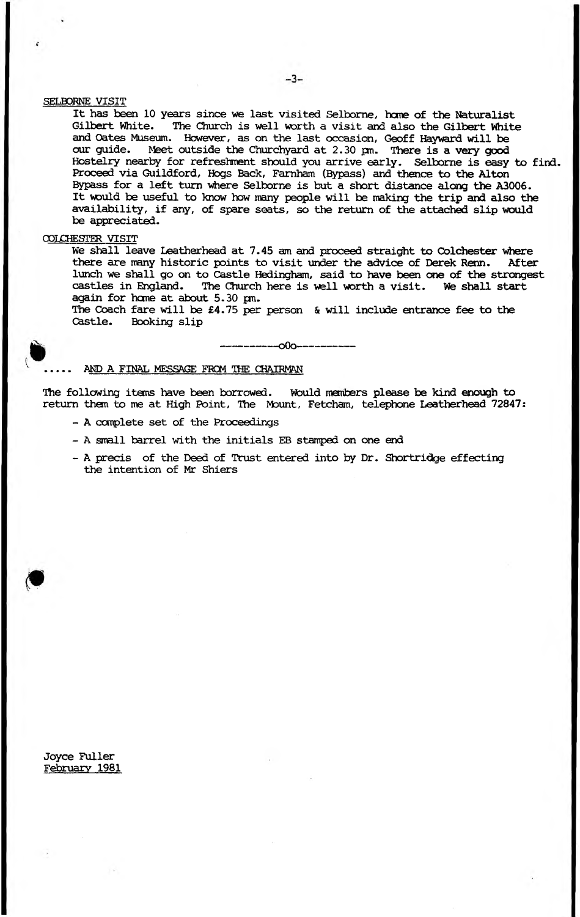## SELBORNE VISIT

It has been 10 years since we last visited Selborne, home of the Naturalist Gilbert White. The Church is well worth a visit and also the Gilbert White and Oates Museum. However, as on the last occasion, Geoff Hayward will be our guide. Meet outside the Churchyard at 2.30 pm. There is a very good Hostelry nearby for refreshment should you arrive early. Selborne is easy to find. Proceed via Guildford, Hogs Back, Farnham (Bypass) and thence to the Alton Bypass for a left turn where Selborne is but a short distance along the A3006. It would be useful to know how many people will be making the trip and also the availability, if any, of spare seats, so the return of the attached slip would be appreciated.

## COLCHESTER VISIT

We shall leave Leatherhead at 7.45 am and proceed straight to Colchester where there are many historic points to visit under the advice of Derek Renn. After lunch we shall go on to Castle Hedingham, said to have been one of the strongest castles in England. The Church here is well worth a visit. We shall start again for home at about 5.30 pm.

The Coach fare will be £4.75 per person & will include entrance fee to the Castle. Booking slip

-----------o0o----------

## ..... AND A FINAL MESSAGE FROM THE CHAIRMAN

The following items have been borrowed. Would members please be kind enough to return them to me at High Point, The Mount, Fetcham, telephone Leatherhead 72847:

- A complete set of the Proceedings
- A small barrel with the initials EB stamped on one end
- A precis of the Deed of Trust entered into by Dr. Shortridge effecting the intention of Mr Shiers

Joyce Fuller
February 1981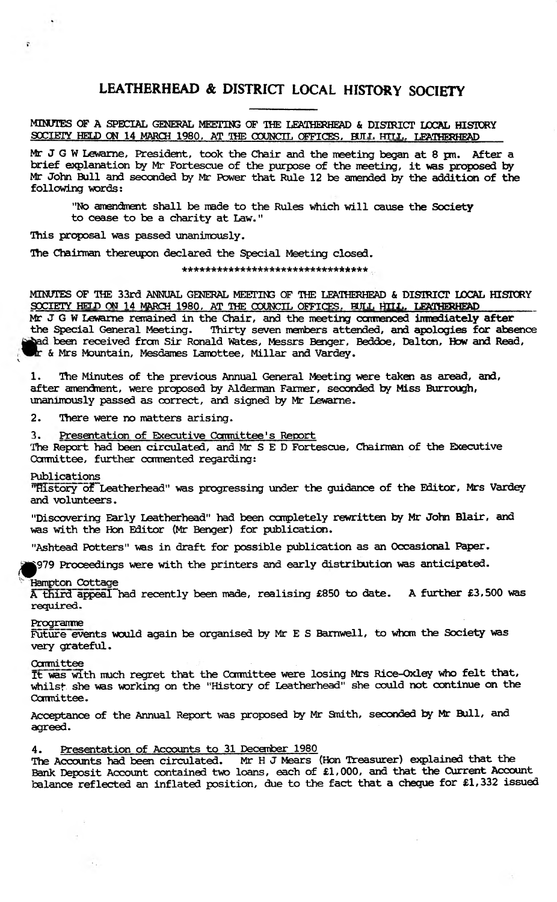# LEATHERHEAD & DISTRICT LOCAL HISTORY SOCIETY

MINUTES OF A SPECIAL GENERAL MEETING OF THE LEATHERHEAD & DISTRICT LOCAL HISTORY SOCIETY HELD ON 14 MARCH 1980, AT THE COUNCIL OFFICES, BULL HILL, LEATHERHEAD

Mr J G W Lewarne, President, took the Chair and the meeting began at 8 pm. After a brief explanation by Mr Fortescue of the purpose of the meeting, it was proposed by Mr John Bull and seconded by Mr Power that Rule 12 be amended by the addition of the following words:

> "No amendment shall be made to the Rules which will cause the Society to cease to be a charity at Law."

This proposal was passed unanimously.

The Chairman thereupon declared the Special Meeting closed.

\*\*\*\*\*\*\*\*\*\*\*\*\*\*\*\*\*\*\*\*\*\*\*\*\*\*\*\*\*\*\*\*

MINUTES OF THE 33rd ANNUAL GENERAL MEETING OF THE LEATHERHEAD & DISTRICT LOCAL HISTORY SOCIETY HELD ON 14 MARCH 1980, AT THE COUNCIL OFFICES, BULL HILL, LEATHERHEAD

Mr J G W Lewarne remained in the Chair, and the meeting commenced immediately after the Special General Meeting. Thirty seven members attended, and apologies for absence had been received from Sir Ronald Wates, Messrs Benger, Beddoe, Dalton, How and Read, Mr & Mrs Mountain, Mesdames Lamottee, Millar and Vardey.

1. The Minutes of the previous Annual General Meeting were taken as aread, and, after amendment, were proposed by Alderman Farmer, seconded by Miss Burrough, unanimously passed as correct, and signed by Mr Lewarne.

2. There were no matters arising.

3. Presentation of Executive Committee's Report

The Report had been circulated, and Mr S E D Fortescue, Chairman of the Executive Committee, further commented regarding:

Publications

"History of Leatherhead" was progressing under the guidance of the Editor, Mrs Vardey and volunteers.

"Discovering Early Leatherhead" had been completely rewritten by Mr John Blair, and was with the Hon Editor (Mr Benger) for publication.

"Ashtead Potters" was in draft for possible publication as an Occasional Paper.

1979 Proceedings were with the printers and early distribution was anticipated.

Hampton Cottage

A third appeal had recently been made, realising £850 to date. A further £3,500 was required.

Programme

Future events would again be organised by Mr E S Barnwell, to whom the Society was very grateful.

Committee

It was with much regret that the Committee were losing Mrs Rice-Oxley who felt that, whilst she was working on the "History of Leatherhead" she could not continue on the Committee.

Acceptance of the Annual Report was proposed by Mr Smith, seconded by Mr Bull, and agreed.

4. Presentation of Accounts to 31 December 1980

The Accounts had been circulated. Mr H J Mears (Hon Treasurer) explained that the Bank Deposit Account contained two loans, each of £1,000, and that the Current Account balance reflected an inflated position, due to the fact that a cheque for £1,332 issued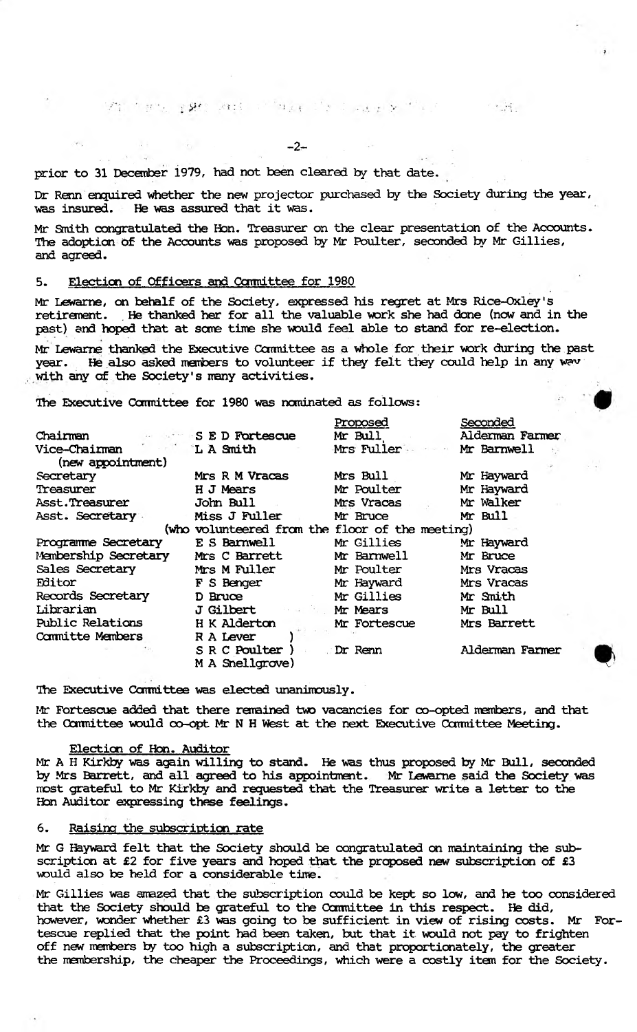prior to 31 December 1979, had not been cleared by that date.

Dr Renn enquired whether the new projector purchased by the Society during the year, was insured. He was assured that it was.

Mr Smith congratulated the Hon. Treasurer on the clear presentation of the Accounts. The adoption of the Accounts was proposed by Mr Poulter, seconded by Mr Gillies, and agreed.

## 5. Election of Officers and Committee for 1980

Mr Lewarne, on behalf of the Society, expressed his regret at Mrs Rice-Oxley's retirement. He thanked her for all the valuable work she had done (now and in the past) and hoped that at some time she would feel able to stand for re-election.

Mr Lewarne thanked the Executive Committee as a whole for their work during the past year. He also asked members to volunteer if they felt they could help in any way with any of the Society's many activities.

The Executive Committee for 1980 was nominated as follows:

| | | Proposed | Seconded |
|---|---|---|---|
| Chairman | S E D Fortescue | Mr Bull | Alderman Farmer |
| Vice-Chairman (new appointment) | L A Smith | Mrs Fuller | Mr Barnwell |
| Secretary | Mrs R M Vracas | Mrs Bull | Mr Hayward |
| Treasurer | H J Mears | Mr Poulter | Mr Hayward |
| Asst.Treasurer | John Bull | Mrs Vracas | Mr Walker |
| Asst. Secretary | Miss J Fuller (who volunteered from the floor of the meeting) | Mr Bruce | Mr Bull |
| Programme Secretary | E S Barnwell | Mr Gillies | Mr Hayward |
| Membership Secretary | Mrs C Barrett | Mr Barnwell | Mr Bruce |
| Sales Secretary | Mrs M Fuller | Mr Poulter | Mrs Vracas |
| Editor | F S Benger | Mr Hayward | Mrs Vracas |
| Records Secretary | D Bruce | Mr Gillies | Mr Smith |
| Librarian | J Gilbert | Mr Mears | Mr Bull |
| Public Relations | H K Alderton | Mr Fortescue | Mrs Barrett |
| Committe Members | R A Lever, S R C Poulter, M A Snellgrove | Dr Renn | Alderman Farmer |

The Executive Committee was elected unanimously.

Mr Fortescue added that there remained two vacancies for co-opted members, and that the Committee would co-opt Mr N H West at the next Executive Committee Meeting.

### Election of Hon. Auditor

Mr A H Kirkby was again willing to stand. He was thus proposed by Mr Bull, seconded by Mrs Barrett, and all agreed to his appointment. Mr Lewarne said the Society was most grateful to Mr Kirkby and requested that the Treasurer write a letter to the Hon Auditor expressing these feelings.

## 6. Raising the subscription rate

Mr G Hayward felt that the Society should be congratulated on maintaining the subscription at £2 for five years and hoped that the proposed new subscription of £3 would also be held for a considerable time.

Mr Gillies was amazed that the subscription could be kept so low, and he too considered that the Society should be grateful to the Committee in this respect. He did, however, wonder whether £3 was going to be sufficient in view of rising costs. Mr Fortescue replied that the point had been taken, but that it would not pay to frighten off new members by too high a subscription, and that proportionately, the greater the membership, the cheaper the Proceedings, which were a costly item for the Society.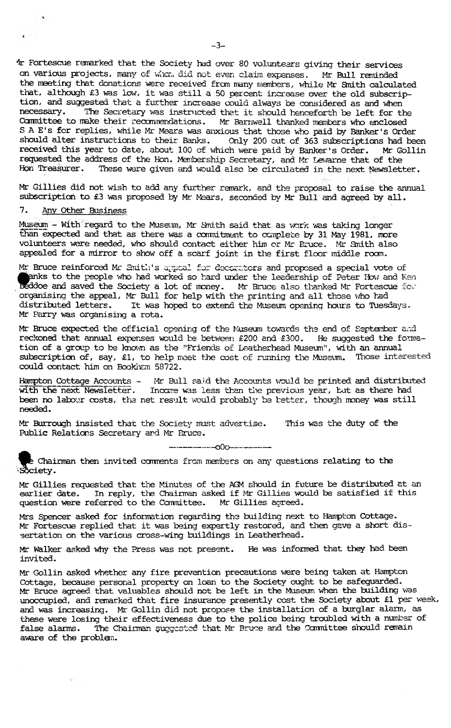Mr Fortescue remarked that the Society had over 80 volunteers giving their services on various projects, many of whom did not even claim expenses. Mr Bull reminded the meeting that donations were received from many members, while Mr Smith calculated that, although £3 was low, it was still a 50 percent increase over the old subscription, and suggested that a further increase could always be considered as and when necessary. The Secretary was instructed that it should henceforth be left for the Committee to make their recommendations. Mr Barnwell thanked members who enclosed S A E's for replies, while Mr Mears was anxious that those who paid by Banker's Order should alter instructions to their Banks. Only 200 out of 363 subscriptions had been received this year to date, about 100 of which were paid by Banker's Order. Mr Gollin requested the address of the Hon. Membership Secretary, and Mr Lewarne that of the Hon Treasurer. These were given and would also be circulated in the next Newsletter.

Mr Gillies did not wish to add any further remark, and the proposal to raise the annual subscription to £3 was proposed by Mr Mears, seconded by Mr Bull and agreed by all.

7. Any Other Business

Museum - With regard to the Museum, Mr Smith said that as work was taking longer than expected and that as there was a commitment to complete by 31 May 1981, more volunteers were needed, who should contact either him or Mr Bruce. Mr Smith also appealed for a mirror to show off a scarf joint in the first floor middle room.

Mr Bruce reinforced Mr Smith's appeal for decorators and proposed a special vote of thanks to the people who had worked so hard under the leadership of Peter How and Ken Beddoe and saved the Society a lot of money. Mr Bruce also thanked Mr Fortescue for organising the appeal, Mr Bull for help with the printing and all those who had distributed letters. It was hoped to extend the Museum opening hours to Tuesdays. Mr Parry was organising a rota.

Mr Bruce expected the official opening of the Museum towards the end of September and reckoned that annual expenses would be between £200 and £300. He suggested the formation of a group to be known as the "Friends of Leatherhead Museum", with an annual subscription of, say, £1, to help meet the cost of running the Museum. Those interested could contact him on Bookham 58722.

Hampton Cottage Accounts - Mr Bull said the Accounts would be printed and distributed with the next Newsletter. Income was less than the previous year, but as there had been no labour costs, the net result would probably be better, though money was still needed.

Mr Burrough insisted that the Society must advertise. This was the duty of the Public Relations Secretary and Mr Bruce.

-----------o0o-----------

The Chairman then invited comments from members on any questions relating to the Society.

Mr Gillies requested that the Minutes of the AGM should in future be distributed at an earlier date. In reply, the Chairman asked if Mr Gillies would be satisfied if this question were referred to the Committee. Mr Gillies agreed.

Mrs Spencer asked for information regarding the building next to Hampton Cottage. Mr Fortescue replied that it was being expertly restored, and then gave a short dissertation on the various cross-wing buildings in Leatherhead.

Mr Walker asked why the Press was not present. He was informed that they had been invited.

Mr Gollin asked whether any fire prevention precautions were being taken at Hampton Cottage, because personal property on loan to the Society ought to be safeguarded. Mr Bruce agreed that valuables should not be left in the Museum when the building was unoccupied, and remarked that fire insurance presently cost the Society about £1 per week, and was increasing. Mr Gollin did not propose the installation of a burglar alarm, as these were losing their effectiveness due to the police being troubled with a number of false alarms. The Chairman suggested that Mr Bruce and the Committee should remain aware of the problem.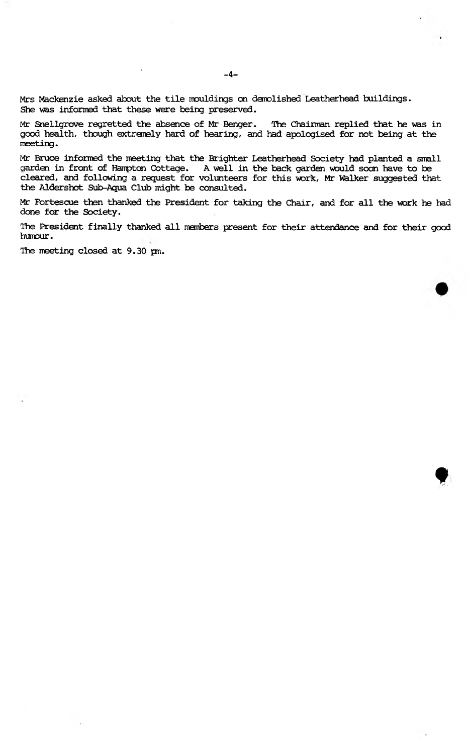Mrs Mackenzie asked about the tile mouldings on demolished Leatherhead buildings. She was informed that these were being preserved.

Mr Snellgrove regretted the absence of Mr Benger. The Chairman replied that he was in good health, though extremely hard of hearing, and had apologised for not being at the meeting.

Mr Bruce informed the meeting that the Brighter Leatherhead Society had planted a small garden in front of Hampton Cottage. A well in the back garden would soon have to be cleared, and following a request for volunteers for this work, Mr Walker suggested that the Aldershot Sub-Aqua Club might be consulted.

Mr Fortescue then thanked the President for taking the Chair, and for all the work he had done for the Society.

The President finally thanked all members present for their attendance and for their good humour.

The meeting closed at 9.30 pm.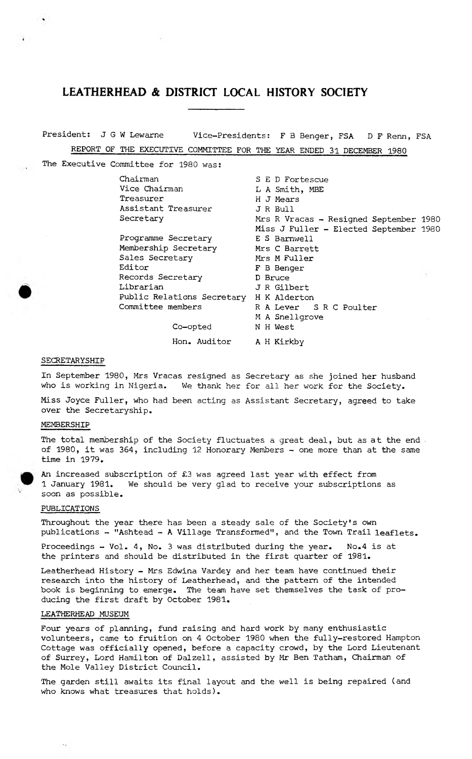# LEATHERHEAD & DISTRICT LOCAL HISTORY SOCIETY

President: J G W Lewarne    Vice-Presidents: F B Benger, FSA  D F Renn, FSA

REPORT OF THE EXECUTIVE COMMITTEE FOR THE YEAR ENDED 31 DECEMBER 1980

The Executive Committee for 1980 was:

| | |
|---|---|
| Chairman | S E D Fortescue |
| Vice Chairman | L A Smith, MBE |
| Treasurer | H J Mears |
| Assistant Treasurer | J R Bull |
| Secretary | Mrs R Vracas - Resigned September 1980 |
| | Miss J Fuller - Elected September 1980 |
| Programme Secretary | E S Barnwell |
| Membership Secretary | Mrs C Barrett |
| Sales Secretary | Mrs M Fuller |
| Editor | F B Benger |
| Records Secretary | D Bruce |
| Librarian | J R Gilbert |
| Public Relations Secretary | H K Alderton |
| Committee members | R A Lever  S R C Poulter |
| | M A Snellgrove |
| Co-opted | N H West |
| Hon. Auditor | A H Kirkby |

## SECRETARYSHIP

In September 1980, Mrs Vracas resigned as Secretary as she joined her husband who is working in Nigeria. We thank her for all her work for the Society.

Miss Joyce Fuller, who had been acting as Assistant Secretary, agreed to take over the Secretaryship.

## MEMBERSHIP

The total membership of the Society fluctuates a great deal, but as at the end of 1980, it was 364, including 12 Honorary Members - one more than at the same time in 1979.

An increased subscription of £3 was agreed last year with effect from 1 January 1981. We should be very glad to receive your subscriptions as soon as possible.

## PUBLICATIONS

Throughout the year there has been a steady sale of the Society's own publications - "Ashtead - A Village Transformed", and the Town Trail leaflets.

Proceedings - Vol. 4, No. 3 was distributed during the year. No.4 is at the printers and should be distributed in the first quarter of 1981.

Leatherhead History - Mrs Edwina Vardey and her team have continued their research into the history of Leatherhead, and the pattern of the intended book is beginning to emerge. The team have set themselves the task of producing the first draft by October 1981.

## LEATHERHEAD MUSEUM

Four years of planning, fund raising and hard work by many enthusiastic volunteers, came to fruition on 4 October 1980 when the fully-restored Hampton Cottage was officially opened, before a capacity crowd, by the Lord Lieutenant of Surrey, Lord Hamilton of Dalzell, assisted by Mr Ben Tatham, Chairman of the Mole Valley District Council.

The garden still awaits its final layout and the well is being repaired (and who knows what treasures that holds).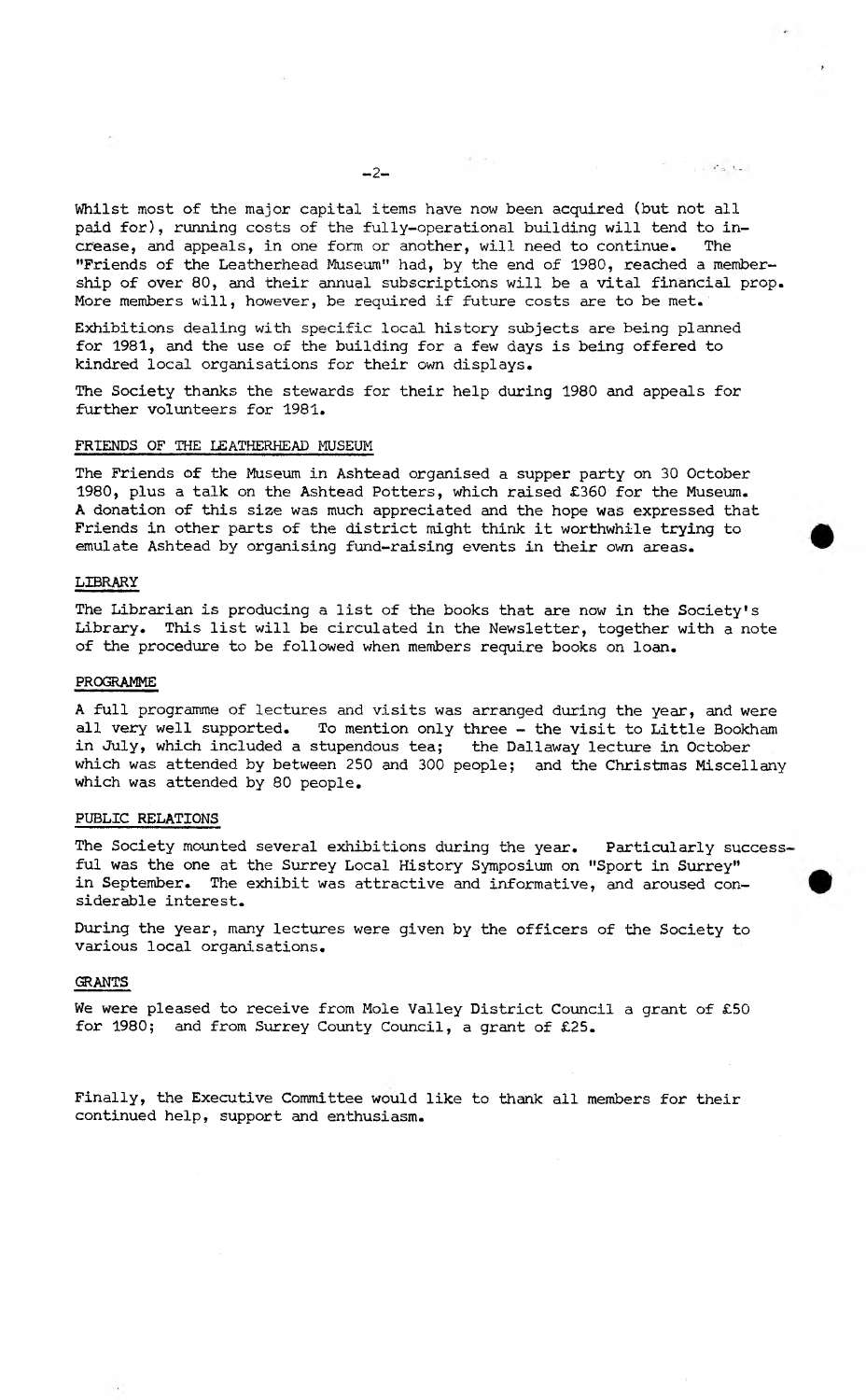Whilst most of the major capital items have now been acquired (but not all paid for), running costs of the fully-operational building will tend to increase, and appeals, in one form or another, will need to continue. The "Friends of the Leatherhead Museum" had, by the end of 1980, reached a membership of over 80, and their annual subscriptions will be a vital financial prop. More members will, however, be required if future costs are to be met.

Exhibitions dealing with specific local history subjects are being planned for 1981, and the use of the building for a few days is being offered to kindred local organisations for their own displays.

The Society thanks the stewards for their help during 1980 and appeals for further volunteers for 1981.

## FRIENDS OF THE LEATHERHEAD MUSEUM

The Friends of the Museum in Ashtead organised a supper party on 30 October 1980, plus a talk on the Ashtead Potters, which raised £360 for the Museum. A donation of this size was much appreciated and the hope was expressed that Friends in other parts of the district might think it worthwhile trying to emulate Ashtead by organising fund-raising events in their own areas.

## LIBRARY

The Librarian is producing a list of the books that are now in the Society's Library. This list will be circulated in the Newsletter, together with a note of the procedure to be followed when members require books on loan.

## PROGRAMME

A full programme of lectures and visits was arranged during the year, and were all very well supported. To mention only three - the visit to Little Bookham in July, which included a stupendous tea; the Dallaway lecture in October which was attended by between 250 and 300 people; and the Christmas Miscellany which was attended by 80 people.

## PUBLIC RELATIONS

The Society mounted several exhibitions during the year. Particularly successful was the one at the Surrey Local History Symposium on "Sport in Surrey" in September. The exhibit was attractive and informative, and aroused considerable interest.

During the year, many lectures were given by the officers of the Society to various local organisations.

## GRANTS

We were pleased to receive from Mole Valley District Council a grant of £50 for 1980; and from Surrey County Council, a grant of £25.

Finally, the Executive Committee would like to thank all members for their continued help, support and enthusiasm.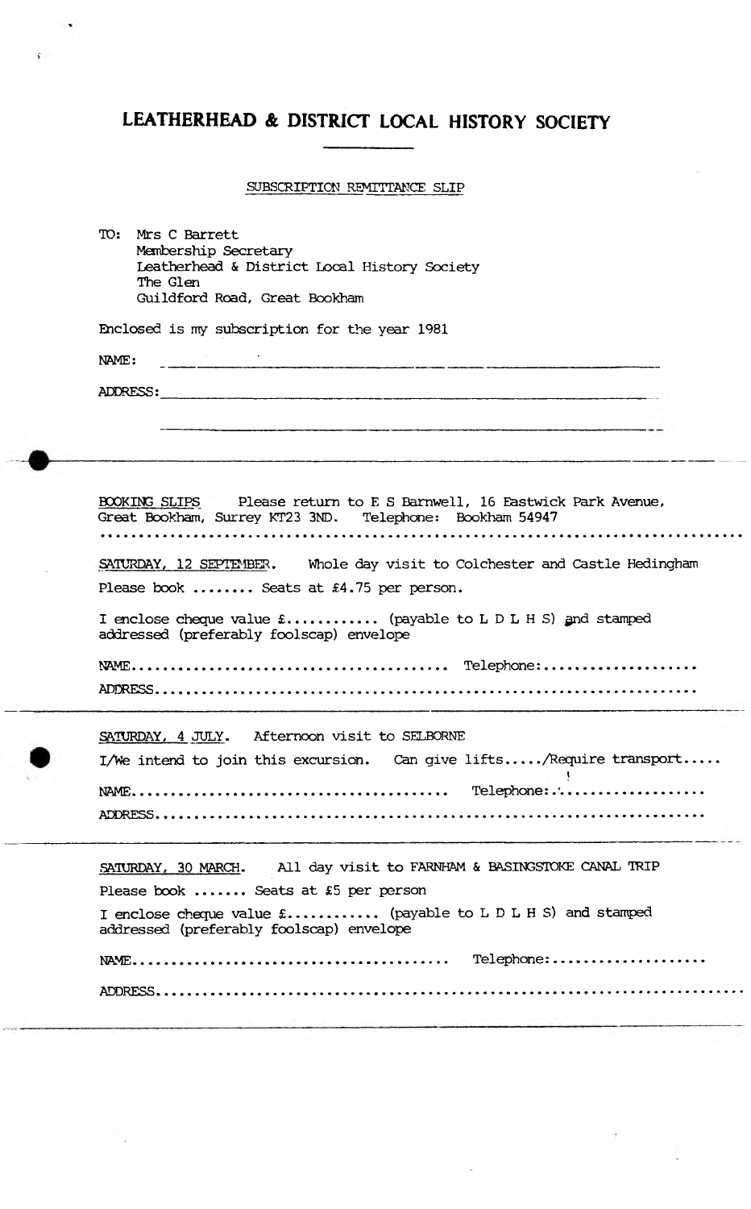# LEATHERHEAD & DISTRICT LOCAL HISTORY SOCIETY

SUBSCRIPTION REMITTANCE SLIP

TO: Mrs C Barrett
Membership Secretary
Leatherhead & District Local History Society
The Glen
Guildford Road, Great Bookham

Enclosed is my subscription for the year 1981

NAME: ____________________________________________

ADDRESS: ____________________________________________

____________________________________________

---

BOOKING SLIPS   Please return to E S Barnwell, 16 Eastwick Park Avenue, Great Bookham, Surrey KT23 3ND.   Telephone: Bookham 54947

.............................................................................

SATURDAY, 12 SEPTEMBER.   Whole day visit to Colchester and Castle Hedingham

Please book ........ Seats at £4.75 per person.

I enclose cheque value £............ (payable to L D L H S) and stamped addressed (preferably foolscap) envelope

NAME......................................... Telephone:....................

ADDRESS..................................................................

---

SATURDAY, 4 JULY.   Afternoon visit to SELBORNE

I/We intend to join this excursion.   Can give lifts...../Require transport.....

NAME......................................... Telephone:....................

ADDRESS..................................................................

---

SATURDAY, 30 MARCH.   All day visit to FARNHAM & BASINGSTOKE CANAL TRIP

Please book ....... Seats at £5 per person

I enclose cheque value £............ (payable to L D L H S) and stamped addressed (preferably foolscap) envelope

NAME......................................... Telephone:....................

ADDRESS..................................................................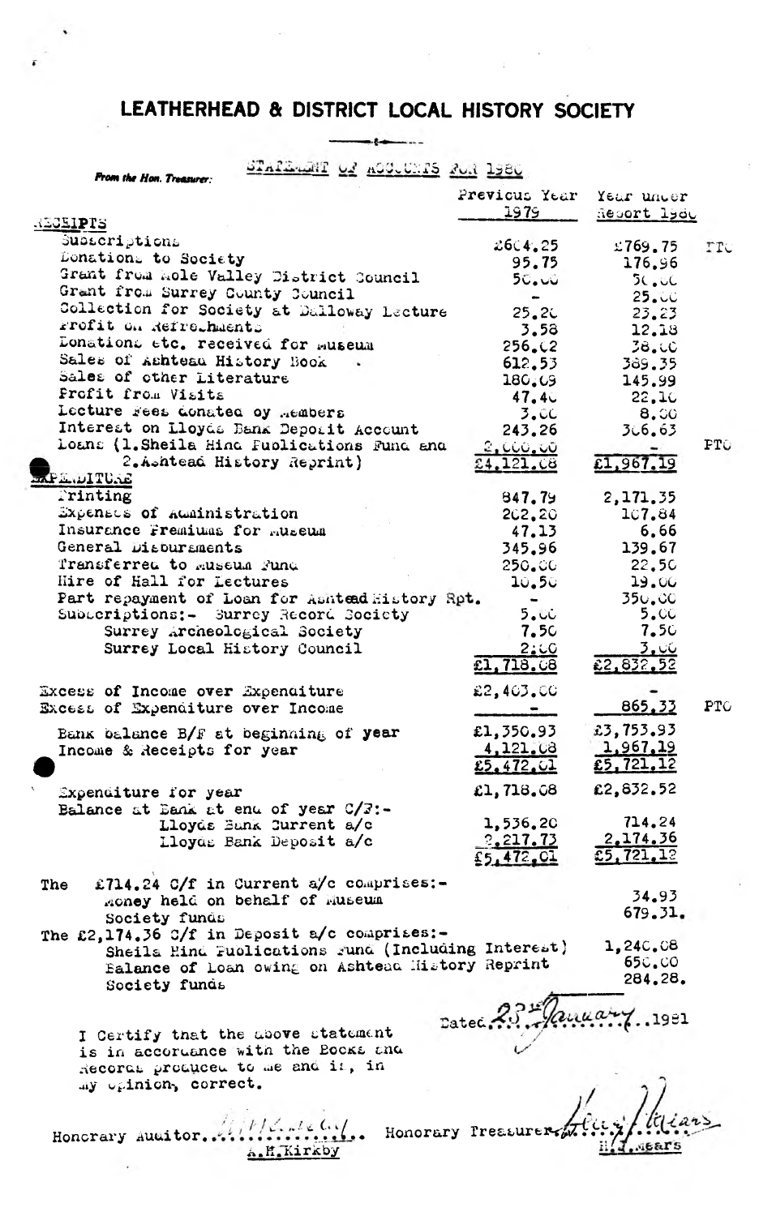# LEATHERHEAD & DISTRICT LOCAL HISTORY SOCIETY

**From the Hon. Treasurer:**

STATEMENT OF ACCOUNTS FOR 1980

| RECEIPTS | Previous Year 1979 | Year under Report 1980 | |
|---|---|---|---|
| Subscriptions | £604.25 | £769.75 | PTO |
| Donations to Society | 95.75 | 176.96 | |
| Grant from Mole Valley District Council | 50.00 | 50.00 | |
| Grant from Surrey County Council | - | 25.00 | |
| Collection for Society at Dalloway Lecture | 25.20 | 23.23 | |
| Profit on Refreshments | 3.58 | 12.18 | |
| Donations etc. received for Museum | 256.02 | 38.00 | |
| Sales of Ashtead History Book | 612.53 | 389.35 | |
| Sales of other Literature | 180.09 | 145.99 | |
| Profit from Visits | 47.40 | 22.10 | |
| Lecture Fees donated by Members | 3.00 | 8.00 | |
| Interest on Lloyds Bank Deposit Account | 243.26 | 306.63 | |
| Loans (1. Sheila Hind Publications Fund and 2. Ashtead History Reprint) | 2,000.00 | - | PTO |
| | £4,121.08 | £1,967.19 | |
| **EXPENDITURE** | | | |
| Printing | 847.79 | 2,171.35 | |
| Expenses of Administration | 202.20 | 107.84 | |
| Insurance Premiums for Museum | 47.13 | 6.66 | |
| General Disbursements | 345.96 | 139.67 | |
| Transferred to Museum Fund | 250.00 | 22.50 | |
| Hire of Hall for Lectures | 10.50 | 19.00 | |
| Part repayment of Loan for Ashtead History Rpt. | - | 350.00 | |
| Subscriptions:- Surrey Record Society | 5.00 | 5.00 | |
| Surrey Archeological Society | 7.50 | 7.50 | |
| Surrey Local History Council | 2.00 | 3.00 | |
| | £1,718.08 | £2,832.52 | |
| Excess of Income over Expenditure | £2,403.00 | - | |
| Excess of Expenditure over Income | - | 865.33 | PTO |
| Bank balance B/F at beginning of year | £1,350.93 | £3,753.93 | |
| Income & Receipts for year | 4,121.08 | 1,967.19 | |
| | £5,472.01 | £5,721.12 | |
| Expenditure for year | £1,718.08 | £2,832.52 | |
| Balance at Bank at end of year C/F:- | | | |
| Lloyds Bank Current a/c | 1,536.20 | 714.24 | |
| Lloyds Bank Deposit a/c | 2,217.73 | 2,174.36 | |
| | £5,472.01 | £5,721.12 | |

The £714.24 C/f in Current a/c comprises:-

| | |
|---|---|
| Money held on behalf of Museum | 34.93 |
| Society funds | 679.31. |

The £2,174.36 C/f in Deposit a/c comprises:-

| | |
|---|---|
| Sheila Hind Publications Fund (Including Interest) | 1,240.08 |
| Balance of Loan owing on Ashtead History Reprint | 650.00 |
| Society funds | 284.28. |

Dated 23rd January 1981

I Certify that the above statement is in accordance with the Books and Records produced to me and is, in my opinion, correct.

Honorary Auditor ............ A.H.Kirkby

Honorary Treasurer ............ H.J.Mears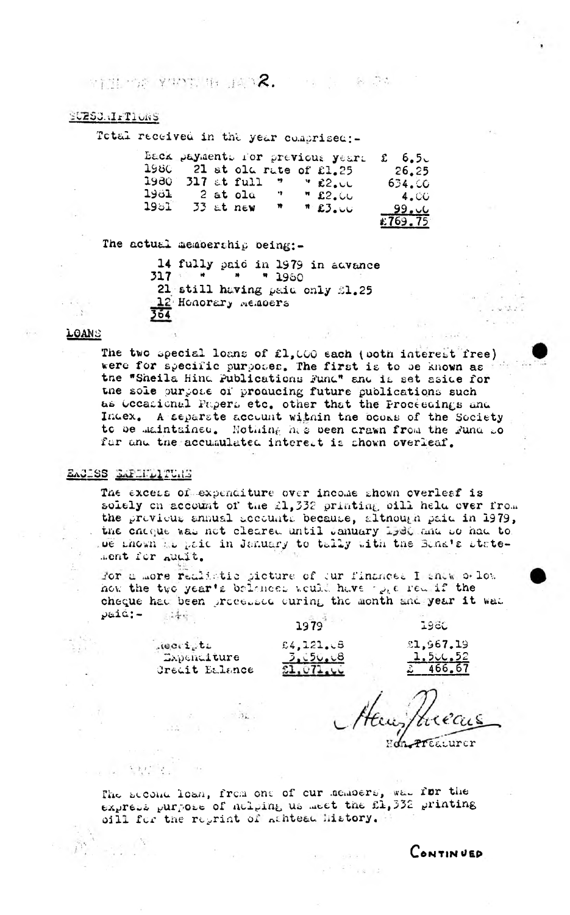2.

## SUBSCRIPTIONS

Total received in the year comprised:-

| | | |
|---|---|---|
| Back payments for previous years | | £ 6.50 |
| 1980 | 21 at old rate of £1.25 | 26.25 |
| 1980 | 317 at full " " £2.00 | 634.00 |
| 1981 | 2 at old " " £2.00 | 4.00 |
| 1981 | 33 at new " " £3.00 | 99.00 |
| | | £769.75 |

The actual membership being:-

14 fully paid in 1979 in advance
317 " " " 1980
21 still having paid only £1.25
12 Honorary Members
364

## LOANS

The two special loans of £1,000 each (both interest free) were for specific purposes. The first is to be known as the "Sheila Hine Publications Fund" and is set aside for the sole purpose of producing future publications such as Occasional Papers etc. other that the Proceedings and Index. A separate account within the books of the Society to be maintained. Nothing has been drawn from the Fund so far and the accumulated interest is shown overleaf.

## EXCESS EXPENDITURE

The excess of expenditure over income shown overleaf is solely on account of the £1,332 printing bill held over from the previous annual accounts because, although paid in 1979, the cheque was not cleared until January 1980 and so had to be shown as paid in January to tally with the Bank's statement for Audit.

For a more realistic picture of our finances I show below how the two year's balances would have appeared if the cheque had been processed during the month and year it was paid:-

| | 1979 | 1980 |
|---|---|---|
| Receipts | £4,121.08 | £1,967.19 |
| Expenditure | 3,050.08 | 1,500.52 |
| Credit Balance | £1,071.00 | £ 466.67 |

Henry Lucas
Hon. Treasurer

The second loan, from one of our members, was for the express purpose of helping us meet the £1,332 printing bill for the reprint of Ashtead History.

CONTINUED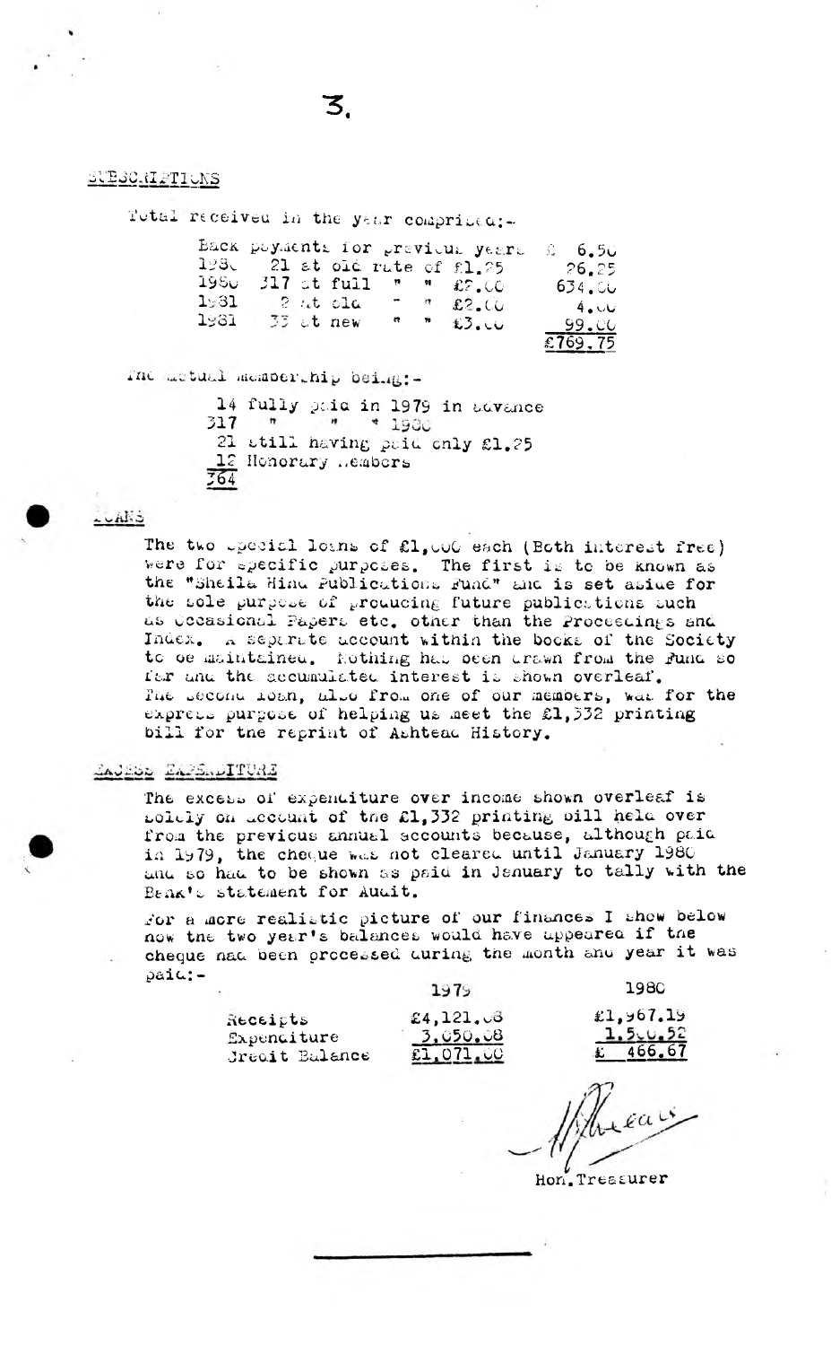## SUBSCRIPTIONS

Total received in the year comprised:-

| | | |
|---|---|---|
| Back payments for previous years | | £ 6.50 |
| 1980 | 21 at old rate of £1.25 | 26.25 |
| 1980 | 317 at full " " £2.00 | 634.00 |
| 1981 | 2 at old " " £2.00 | 4.00 |
| 1981 | 33 at new " " £3.00 | 99.00 |
| | | £769.75 |

The actual membership being:-

14 fully paid in 1979 in advance
317 " " " 1980
21 still having paid only £1.25
12 Honorary Members
364

## LOANS

The two special loans of £1,000 each (Both interest free) were for specific purposes. The first is to be known as the "Sheila Hind Publications Fund" and is set aside for the sole purpose of producing future publications such as Occasional Papers etc. other than the Proceedings and Index. A separate account within the books of the Society to be maintained. Nothing has been drawn from the Fund so far and the accumulated interest is shown overleaf. The second loan, also from one of our members, was for the express purpose of helping us meet the £1,332 printing bill for the reprint of Ashtead History.

## EXCESS EXPENDITURE

The excess of expenditure over income shown overleaf is solely on account of the £1,332 printing bill held over from the previous annual accounts because, although paid in 1979, the cheque was not cleared until January 1980 and so had to be shown as paid in January to tally with the Bank's statement for Audit.

For a more realistic picture of our finances I show below how the two year's balances would have appeared if the cheque had been processed during the month and year it was paid:-

| | 1979 | 1980 |
|---|---|---|
| Receipts | £4,121.08 | £1,967.19 |
| Expenditure | 3,050.08 | 1,500.52 |
| Credit Balance | £1,071.00 | £ 466.67 |

Hon. Treasurer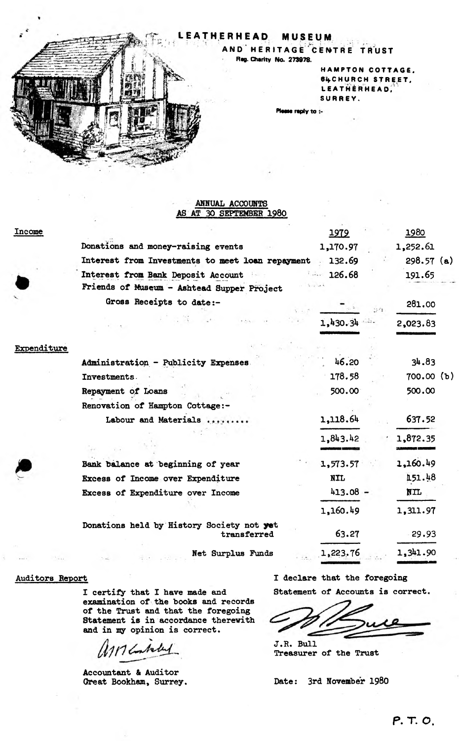# LEATHERHEAD MUSEUM

## AND HERITAGE CENTRE TRUST

Reg. Charity No. 273978.

HAMPTON COTTAGE,
64 CHURCH STREET,
LEATHERHEAD,
SURREY.

Please reply to :-

## ANNUAL ACCOUNTS
## AS AT 30 SEPTEMBER 1980

| | | 1979 | 1980 |
|---|---|---|---|
| **Income** | | | |
| | Donations and money-raising events | 1,170.97 | 1,252.61 |
| | Interest from Investments to meet loan repayment | 132.69 | 298.57 (a) |
| | Interest from Bank Deposit Account | 126.68 | 191.65 |
| | Friends of Museum - Ashtead Supper Project | | |
| | Gross Receipts to date:- | - | 281.00 |
| | | 1,430.34 | 2,023.83 |
| **Expenditure** | | | |
| | Administration - Publicity Expenses | 46.20 | 34.83 |
| | Investments | 178.58 | 700.00 (b) |
| | Repayment of Loans | 500.00 | 500.00 |
| | Renovation of Hampton Cottage:- | | |
| | Labour and Materials ......... | 1,118.64 | 637.52 |
| | | 1,843.42 | 1,872.35 |
| | Bank balance at beginning of year | 1,573.57 | 1,160.49 |
| | Excess of Income over Expenditure | NIL | 151.48 |
| | Excess of Expenditure over Income | 413.08 - | NIL |
| | | 1,160.49 | 1,311.97 |
| | Donations held by History Society not yet transferred | 63.27 | 29.93 |
| | Net Surplus Funds | 1,223.76 | 1,341.90 |

**Auditors Report**

I certify that I have made and examination of the books and records of the Trust and that the foregoing Statement is in accordance therewith and in my opinion is correct.

Accountant & Auditor
Great Bookham, Surrey.

I declare that the foregoing Statement of Accounts is correct.

J.R. Bull
Treasurer of the Trust

Date: 3rd November 1980

P. T. O.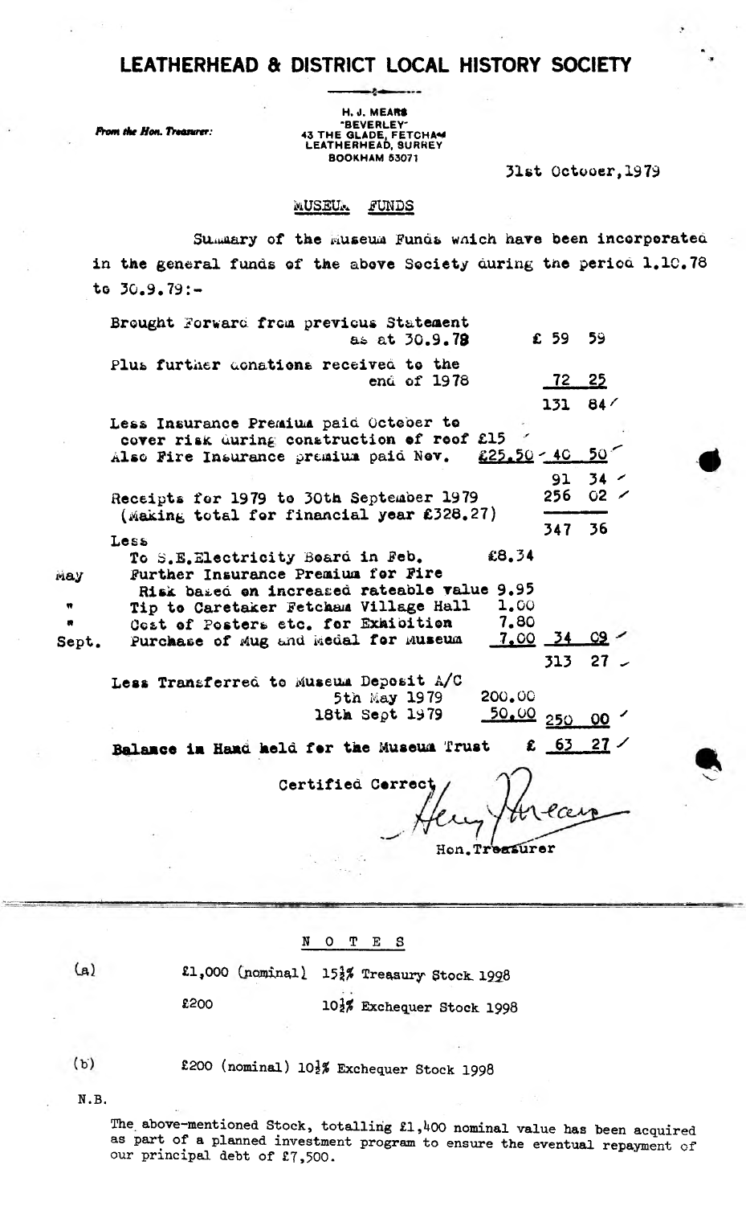# LEATHERHEAD & DISTRICT LOCAL HISTORY SOCIETY

*From the Hon. Treasurer:*

H. J. MEARS
"BEVERLEY"
43 THE GLADE, FETCHAM
LEATHERHEAD, SURREY
BOOKHAM 53071

31st October, 1979

## MUSEUM FUNDS

Summary of the Museum Funds which have been incorporated in the general funds of the above Society during the period 1.10.78 to 30.9.79:-

| | | | |
|---|---|---|---|
| | Brought Forward from previous Statement as at 30.9.78 | | £ 59 59 |
| | Plus further donations received to the end of 1978 | | 72 25 |
| | | | 131 84 |
| | Less Insurance Premium paid October to cover risk during construction of roof £15 | | |
| | Also Fire Insurance premium paid Nov. | £25.50 | 40 50 |
| | | | 91 34 |
| | Receipts for 1979 to 30th September 1979 (Making total for financial year £328.27) | | 256 02 |
| | | | 347 36 |
| | Less | | |
| | To S.E.Electricity Board in Feb. | £8.34 | |
| May | Further Insurance Premium for Fire Risk based on increased rateable value | 9.95 | |
| " | Tip to Caretaker Fetcham Village Hall | 1.00 | |
| " | Cost of Posters etc. for Exhibition | 7.80 | |
| Sept. | Purchase of Mug and Medal for Museum | 7.00 | 34 09 |
| | | | 313 27 |
| | Less Transferred to Museum Deposit A/C 5th May 1979 | 200.00 | |
| | 18th Sept 1979 | 50.00 | 250 00 |
| | **Balance in Hand held for the Museum Trust** | | **£ 63 27** |

Certified Correct

Henry Mears

Hon.Treasurer

N O T E S

(a) £1,000 (nominal) 15½% Treasury Stock 1998

£200 10½% Exchequer Stock 1998

(b) £200 (nominal) 10½% Exchequer Stock 1998

N.B.

The above-mentioned Stock, totalling £1,400 nominal value has been acquired as part of a planned investment program to ensure the eventual repayment of our principal debt of £7,500.